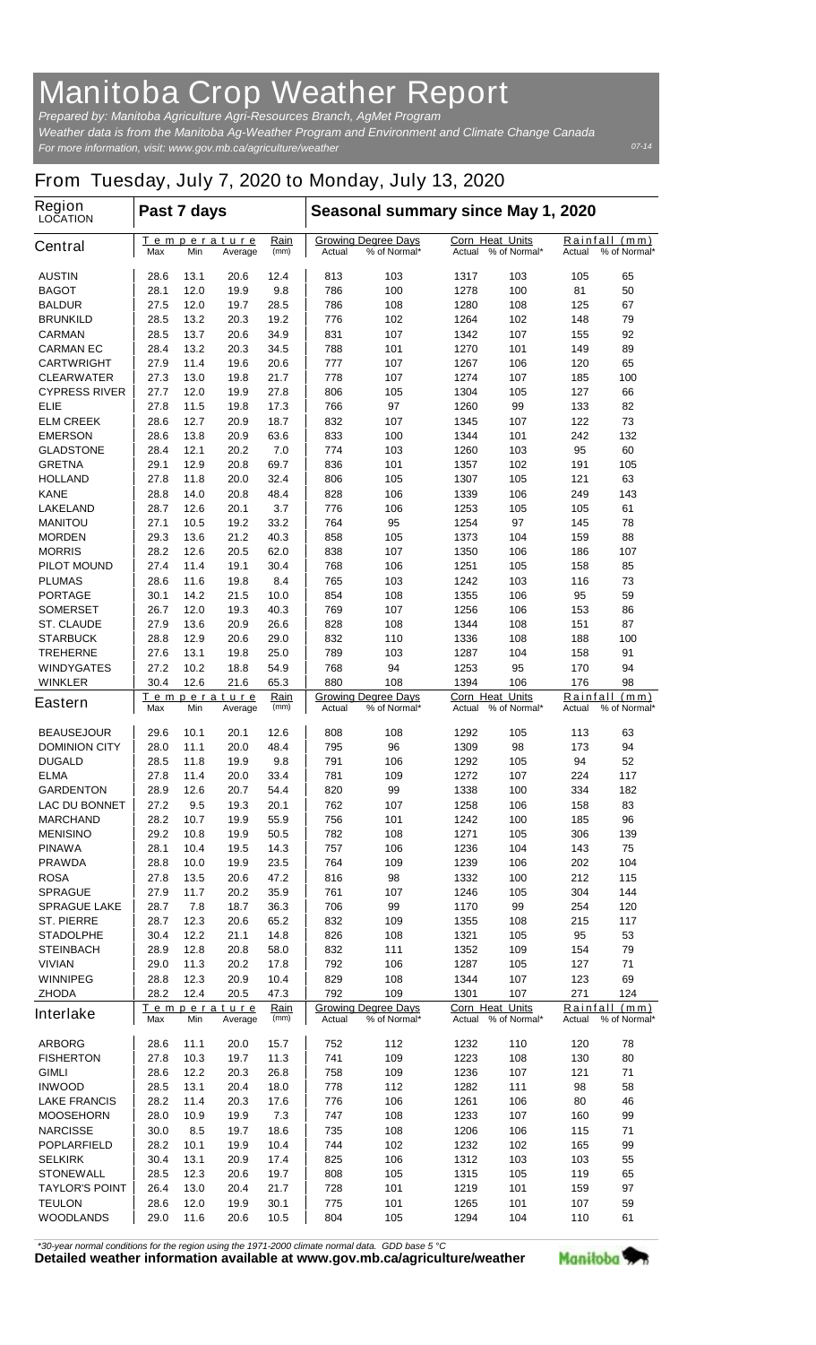# Manitoba Crop Weather Report

*Prepared by: Manitoba Agriculture Agri-Resources Branch, AgMet Program*
*Weather data is from the Manitoba Ag-Weather Program and Environment and Climate Change Canada*
*For more information, visit: www.gov.mb.ca/agriculture/weather*

07-14

## From Tuesday, July 7, 2020 to Monday, July 13, 2020

| Region LOCATION | Past 7 days | | | | Seasonal summary since May 1, 2020 | | | | | |
|---|---|---|---|---|---|---|---|---|---|---|
| | Temperature | | | Rain | Growing Degree Days | | Corn Heat Units | | Rainfall (mm) | |
| **Central** | Max | Min | Average | (mm) | Actual | % of Normal* | Actual | % of Normal* | Actual | % of Normal* |
| AUSTIN | 28.6 | 13.1 | 20.6 | 12.4 | 813 | 103 | 1317 | 103 | 105 | 65 |
| BAGOT | 28.1 | 12.0 | 19.9 | 9.8 | 786 | 100 | 1278 | 100 | 81 | 50 |
| BALDUR | 27.5 | 12.0 | 19.7 | 28.5 | 786 | 108 | 1280 | 108 | 125 | 67 |
| BRUNKILD | 28.5 | 13.2 | 20.3 | 19.2 | 776 | 102 | 1264 | 102 | 148 | 79 |
| CARMAN | 28.5 | 13.7 | 20.6 | 34.9 | 831 | 107 | 1342 | 107 | 155 | 92 |
| CARMAN EC | 28.4 | 13.2 | 20.3 | 34.5 | 788 | 101 | 1270 | 101 | 149 | 89 |
| CARTWRIGHT | 27.9 | 11.4 | 19.6 | 20.6 | 777 | 107 | 1267 | 106 | 120 | 65 |
| CLEARWATER | 27.3 | 13.0 | 19.8 | 21.7 | 778 | 107 | 1274 | 107 | 185 | 100 |
| CYPRESS RIVER | 27.7 | 12.0 | 19.9 | 27.8 | 806 | 105 | 1304 | 105 | 127 | 66 |
| ELIE | 27.8 | 11.5 | 19.8 | 17.3 | 766 | 97 | 1260 | 99 | 133 | 82 |
| ELM CREEK | 28.6 | 12.7 | 20.9 | 18.7 | 832 | 107 | 1345 | 107 | 122 | 73 |
| EMERSON | 28.6 | 13.8 | 20.9 | 63.6 | 833 | 100 | 1344 | 101 | 242 | 132 |
| GLADSTONE | 28.4 | 12.1 | 20.2 | 7.0 | 774 | 103 | 1260 | 103 | 95 | 60 |
| GRETNA | 29.1 | 12.9 | 20.8 | 69.7 | 836 | 101 | 1357 | 102 | 191 | 105 |
| HOLLAND | 27.8 | 11.8 | 20.0 | 32.4 | 806 | 105 | 1307 | 105 | 121 | 63 |
| KANE | 28.8 | 14.0 | 20.8 | 48.4 | 828 | 106 | 1339 | 106 | 249 | 143 |
| LAKELAND | 28.7 | 12.6 | 20.1 | 3.7 | 776 | 106 | 1253 | 105 | 105 | 61 |
| MANITOU | 27.1 | 10.5 | 19.2 | 33.2 | 764 | 95 | 1254 | 97 | 145 | 78 |
| MORDEN | 29.3 | 13.6 | 21.2 | 40.3 | 858 | 105 | 1373 | 104 | 159 | 88 |
| MORRIS | 28.2 | 12.6 | 20.5 | 62.0 | 838 | 107 | 1350 | 106 | 186 | 107 |
| PILOT MOUND | 27.4 | 11.4 | 19.1 | 30.4 | 768 | 106 | 1251 | 105 | 158 | 85 |
| PLUMAS | 28.6 | 11.6 | 19.8 | 8.4 | 765 | 103 | 1242 | 103 | 116 | 73 |
| PORTAGE | 30.1 | 14.2 | 21.5 | 10.0 | 854 | 108 | 1355 | 106 | 95 | 59 |
| SOMERSET | 26.7 | 12.0 | 19.3 | 40.3 | 769 | 107 | 1256 | 106 | 153 | 86 |
| ST. CLAUDE | 27.9 | 13.6 | 20.9 | 26.6 | 828 | 108 | 1344 | 108 | 151 | 87 |
| STARBUCK | 28.8 | 12.9 | 20.6 | 29.0 | 832 | 110 | 1336 | 108 | 188 | 100 |
| TREHERNE | 27.6 | 13.1 | 19.8 | 25.0 | 789 | 103 | 1287 | 104 | 158 | 91 |
| WINDYGATES | 27.2 | 10.2 | 18.8 | 54.9 | 768 | 94 | 1253 | 95 | 170 | 94 |
| WINKLER | 30.4 | 12.6 | 21.6 | 65.3 | 880 | 108 | 1394 | 106 | 176 | 98 |
| **Eastern** | Max | Min | Average | (mm) | Actual | % of Normal* | Actual | % of Normal* | Actual | % of Normal* |
| BEAUSEJOUR | 29.6 | 10.1 | 20.1 | 12.6 | 808 | 108 | 1292 | 105 | 113 | 63 |
| DOMINION CITY | 28.0 | 11.1 | 20.0 | 48.4 | 795 | 96 | 1309 | 98 | 173 | 94 |
| DUGALD | 28.5 | 11.8 | 19.9 | 9.8 | 791 | 106 | 1292 | 105 | 94 | 52 |
| ELMA | 27.8 | 11.4 | 20.0 | 33.4 | 781 | 109 | 1272 | 107 | 224 | 117 |
| GARDENTON | 28.9 | 12.6 | 20.7 | 54.4 | 820 | 99 | 1338 | 100 | 334 | 182 |
| LAC DU BONNET | 27.2 | 9.5 | 19.3 | 20.1 | 762 | 107 | 1258 | 106 | 158 | 83 |
| MARCHAND | 28.2 | 10.7 | 19.9 | 55.9 | 756 | 101 | 1242 | 100 | 185 | 96 |
| MENISINO | 29.2 | 10.8 | 19.9 | 50.5 | 782 | 108 | 1271 | 105 | 306 | 139 |
| PINAWA | 28.1 | 10.4 | 19.5 | 14.3 | 757 | 106 | 1236 | 104 | 143 | 75 |
| PRAWDA | 28.8 | 10.0 | 19.9 | 23.5 | 764 | 109 | 1239 | 106 | 202 | 104 |
| ROSA | 27.8 | 13.5 | 20.6 | 47.2 | 816 | 98 | 1332 | 100 | 212 | 115 |
| SPRAGUE | 27.9 | 11.7 | 20.2 | 35.9 | 761 | 107 | 1246 | 105 | 304 | 144 |
| SPRAGUE LAKE | 28.7 | 7.8 | 18.7 | 36.3 | 706 | 99 | 1170 | 99 | 254 | 120 |
| ST. PIERRE | 28.7 | 12.3 | 20.6 | 65.2 | 832 | 109 | 1355 | 108 | 215 | 117 |
| STADOLPHE | 30.4 | 12.2 | 21.1 | 14.8 | 826 | 108 | 1321 | 105 | 95 | 53 |
| STEINBACH | 28.9 | 12.8 | 20.8 | 58.0 | 832 | 111 | 1352 | 109 | 154 | 79 |
| VIVIAN | 29.0 | 11.3 | 20.2 | 17.8 | 792 | 106 | 1287 | 105 | 127 | 71 |
| WINNIPEG | 28.8 | 12.3 | 20.9 | 10.4 | 829 | 108 | 1344 | 107 | 123 | 69 |
| ZHODA | 28.2 | 12.4 | 20.5 | 47.3 | 792 | 109 | 1301 | 107 | 271 | 124 |
| **Interlake** | Max | Min | Average | (mm) | Actual | % of Normal* | Actual | % of Normal* | Actual | % of Normal* |
| ARBORG | 28.6 | 11.1 | 20.0 | 15.7 | 752 | 112 | 1232 | 110 | 120 | 78 |
| FISHERTON | 27.8 | 10.3 | 19.7 | 11.3 | 741 | 109 | 1223 | 108 | 130 | 80 |
| GIMLI | 28.6 | 12.2 | 20.3 | 26.8 | 758 | 109 | 1236 | 107 | 121 | 71 |
| INWOOD | 28.5 | 13.1 | 20.4 | 18.0 | 778 | 112 | 1282 | 111 | 98 | 58 |
| LAKE FRANCIS | 28.2 | 11.4 | 20.3 | 17.6 | 776 | 106 | 1261 | 106 | 80 | 46 |
| MOOSEHORN | 28.0 | 10.9 | 19.9 | 7.3 | 747 | 108 | 1233 | 107 | 160 | 99 |
| NARCISSE | 30.0 | 8.5 | 19.7 | 18.6 | 735 | 108 | 1206 | 106 | 115 | 71 |
| POPLARFIELD | 28.2 | 10.1 | 19.9 | 10.4 | 744 | 102 | 1232 | 102 | 165 | 99 |
| SELKIRK | 30.4 | 13.1 | 20.9 | 17.4 | 825 | 106 | 1312 | 103 | 103 | 55 |
| STONEWALL | 28.5 | 12.3 | 20.6 | 19.7 | 808 | 105 | 1315 | 105 | 119 | 65 |
| TAYLOR'S POINT | 26.4 | 13.0 | 20.4 | 21.7 | 728 | 101 | 1219 | 101 | 159 | 97 |
| TEULON | 28.6 | 12.0 | 19.9 | 30.1 | 775 | 101 | 1265 | 101 | 107 | 59 |
| WOODLANDS | 29.0 | 11.6 | 20.6 | 10.5 | 804 | 105 | 1294 | 104 | 110 | 61 |

*\*30-year normal conditions for the region using the 1971-2000 climate normal data. GDD base 5 °C*

**Detailed weather information available at www.gov.mb.ca/agriculture/weather**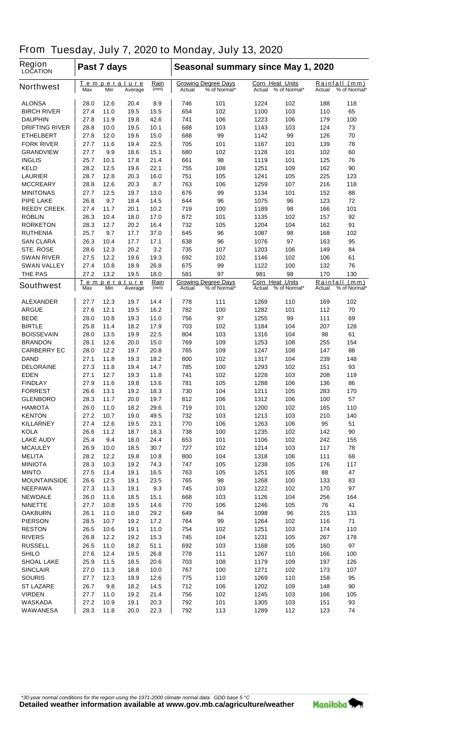# From Tuesday, July 7, 2020 to Monday, July 13, 2020

| Region LOCATION | Past 7 days | | | | Seasonal summary since May 1, 2020 | | | | | |
|---|---|---|---|---|---|---|---|---|---|---|
| **Northwest** | Temperature | | | Rain | Growing Degree Days | | Corn Heat Units | | Rainfall (mm) | |
| | Max | Min | Average | (mm) | Actual | % of Normal* | Actual | % of Normal* | Actual | % of Normal* |
| ALONSA | 28.0 | 12.6 | 20.4 | 8.9 | 746 | 101 | 1224 | 102 | 188 | 118 |
| BIRCH RIVER | 27.4 | 11.0 | 19.5 | 15.5 | 654 | 102 | 1100 | 103 | 110 | 65 |
| DAUPHIN | 27.8 | 11.9 | 19.8 | 42.6 | 741 | 106 | 1223 | 106 | 179 | 100 |
| DRIFTING RIVER | 28.8 | 10.0 | 19.5 | 10.1 | 688 | 103 | 1143 | 103 | 124 | 73 |
| ETHELBERT | 27.8 | 12.0 | 19.6 | 15.0 | 688 | 99 | 1142 | 99 | 126 | 70 |
| FORK RIVER | 27.7 | 11.6 | 19.4 | 22.5 | 705 | 101 | 1167 | 101 | 139 | 78 |
| GRANDVIEW | 27.7 | 9.9 | 18.6 | 15.1 | 680 | 102 | 1128 | 101 | 102 | 60 |
| INGLIS | 25.7 | 10.1 | 17.8 | 21.4 | 661 | 98 | 1119 | 101 | 125 | 76 |
| KELD | 28.2 | 12.5 | 19.6 | 22.1 | 755 | 108 | 1251 | 109 | 162 | 90 |
| LAURIER | 28.7 | 12.8 | 20.3 | 16.0 | 751 | 105 | 1241 | 105 | 225 | 123 |
| MCCREARY | 28.8 | 12.6 | 20.3 | 8.7 | 763 | 106 | 1259 | 107 | 216 | 118 |
| MINITONAS | 27.7 | 12.5 | 19.7 | 13.0 | 676 | 99 | 1134 | 101 | 152 | 88 |
| PIPE LAKE | 26.8 | 9.7 | 18.4 | 14.5 | 644 | 96 | 1075 | 96 | 123 | 72 |
| REEDY CREEK | 27.4 | 11.7 | 20.1 | 10.2 | 719 | 100 | 1189 | 98 | 166 | 101 |
| ROBLIN | 26.3 | 10.4 | 18.0 | 17.0 | 672 | 101 | 1135 | 102 | 157 | 92 |
| RORKETON | 28.3 | 12.7 | 20.2 | 16.4 | 732 | 105 | 1204 | 104 | 162 | 91 |
| RUTHENIA | 25.7 | 9.7 | 17.7 | 37.0 | 645 | 96 | 1087 | 98 | 168 | 102 |
| SAN CLARA | 26.3 | 10.4 | 17.7 | 17.1 | 638 | 96 | 1076 | 97 | 163 | 95 |
| STE. ROSE | 28.6 | 12.3 | 20.2 | 3.2 | 735 | 107 | 1203 | 106 | 149 | 84 |
| SWAN RIVER | 27.5 | 12.2 | 19.6 | 19.3 | 692 | 102 | 1146 | 102 | 106 | 61 |
| SWAN VALLEY | 27.4 | 10.8 | 18.9 | 26.8 | 675 | 99 | 1122 | 100 | 132 | 76 |
| THE PAS | 27.2 | 13.2 | 19.5 | 18.0 | 581 | 97 | 981 | 98 | 170 | 130 |
| **Southwest** | Temperature | | | Rain | Growing Degree Days | | Corn Heat Units | | Rainfall (mm) | |
| | Max | Min | Average | (mm) | Actual | % of Normal* | Actual | % of Normal* | Actual | % of Normal* |
| ALEXANDER | 27.7 | 12.3 | 19.7 | 14.4 | 778 | 111 | 1269 | 110 | 169 | 102 |
| ARGUE | 27.6 | 12.1 | 19.5 | 16.2 | 782 | 100 | 1282 | 101 | 112 | 70 |
| BEDE | 28.0 | 10.8 | 19.3 | 11.0 | 756 | 97 | 1255 | 99 | 111 | 69 |
| BIRTLE | 25.8 | 11.4 | 18.2 | 17.9 | 703 | 102 | 1184 | 104 | 207 | 128 |
| BOISSEVAIN | 28.0 | 13.5 | 19.9 | 22.5 | 804 | 103 | 1316 | 104 | 98 | 61 |
| BRANDON | 28.1 | 12.6 | 20.0 | 15.0 | 769 | 109 | 1253 | 108 | 255 | 154 |
| CARBERRY EC | 28.0 | 12.2 | 19.7 | 20.8 | 765 | 109 | 1247 | 108 | 147 | 88 |
| DAND | 27.1 | 11.8 | 19.3 | 18.2 | 800 | 102 | 1317 | 104 | 239 | 148 |
| DELORAINE | 27.3 | 11.8 | 19.4 | 14.7 | 785 | 100 | 1293 | 102 | 151 | 93 |
| EDEN | 27.1 | 12.7 | 19.3 | 11.8 | 741 | 102 | 1228 | 103 | 208 | 119 |
| FINDLAY | 27.9 | 11.6 | 19.8 | 13.6 | 781 | 105 | 1288 | 106 | 136 | 86 |
| FORREST | 26.6 | 13.1 | 19.2 | 18.3 | 730 | 104 | 1211 | 105 | 283 | 170 |
| GLENBORO | 28.3 | 11.7 | 20.0 | 19.7 | 812 | 106 | 1312 | 106 | 100 | 57 |
| HAMIOTA | 26.0 | 11.0 | 18.2 | 29.6 | 719 | 101 | 1200 | 102 | 165 | 110 |
| KENTON | 27.2 | 10.7 | 19.0 | 49.5 | 732 | 103 | 1213 | 103 | 210 | 140 |
| KILLARNEY | 27.4 | 11.6 | 19.5 | 23.1 | 770 | 106 | 1263 | 106 | 95 | 51 |
| KOLA | 26.6 | 11.2 | 18.7 | 18.3 | 738 | 100 | 1235 | 102 | 142 | 90 |
| LAKE AUDY | 25.4 | 9.4 | 18.0 | 24.4 | 653 | 101 | 1106 | 102 | 242 | 155 |
| MCAULEY | 26.9 | 10.0 | 18.5 | 30.7 | 727 | 102 | 1214 | 103 | 117 | 78 |
| MELITA | 28.2 | 12.2 | 19.8 | 10.8 | 800 | 104 | 1318 | 106 | 111 | 68 |
| MINIOTA | 28.3 | 10.3 | 19.2 | 74.3 | 747 | 105 | 1238 | 105 | 176 | 117 |
| MINTO | 27.5 | 11.4 | 19.1 | 16.5 | 763 | 105 | 1251 | 105 | 88 | 47 |
| MOUNTAINSIDE | 26.6 | 12.5 | 19.1 | 23.5 | 765 | 98 | 1268 | 100 | 133 | 83 |
| NEEPAWA | 27.3 | 11.3 | 19.1 | 9.3 | 745 | 103 | 1222 | 102 | 170 | 97 |
| NEWDALE | 26.0 | 11.6 | 18.5 | 15.1 | 668 | 103 | 1126 | 104 | 256 | 164 |
| NINETTE | 27.7 | 10.8 | 19.5 | 14.6 | 770 | 106 | 1246 | 105 | 76 | 41 |
| OAKBURN | 26.1 | 11.0 | 18.0 | 29.2 | 649 | 94 | 1098 | 96 | 215 | 133 |
| PIERSON | 28.5 | 10.7 | 19.2 | 17.2 | 764 | 99 | 1264 | 102 | 116 | 71 |
| RESTON | 26.5 | 10.6 | 19.1 | 11.0 | 754 | 102 | 1251 | 103 | 174 | 110 |
| RIVERS | 26.8 | 12.2 | 19.2 | 15.3 | 745 | 104 | 1231 | 105 | 267 | 178 |
| RUSSELL | 26.5 | 11.0 | 18.2 | 51.1 | 692 | 103 | 1168 | 105 | 160 | 97 |
| SHILO | 27.6 | 12.4 | 19.5 | 26.8 | 778 | 111 | 1267 | 110 | 166 | 100 |
| SHOAL LAKE | 25.9 | 11.5 | 18.5 | 20.6 | 703 | 108 | 1179 | 109 | 197 | 126 |
| SINCLAIR | 27.0 | 11.3 | 18.8 | 10.0 | 767 | 100 | 1271 | 102 | 173 | 107 |
| SOURIS | 27.7 | 12.3 | 19.9 | 12.6 | 775 | 110 | 1269 | 110 | 158 | 95 |
| ST LAZARE | 26.7 | 9.8 | 18.2 | 14.5 | 712 | 106 | 1202 | 109 | 148 | 90 |
| VIRDEN | 27.7 | 11.0 | 19.2 | 21.4 | 756 | 102 | 1245 | 103 | 166 | 105 |
| WASKADA | 27.2 | 10.9 | 19.1 | 20.3 | 792 | 101 | 1305 | 103 | 151 | 93 |
| WAWANESA | 28.3 | 11.8 | 20.0 | 22.3 | 792 | 113 | 1289 | 112 | 123 | 74 |

*30-year normal conditions for the region using the 1971-2000 climate normal data. GDD base 5 °C

**Detailed weather information available at www.gov.mb.ca/agriculture/weather**